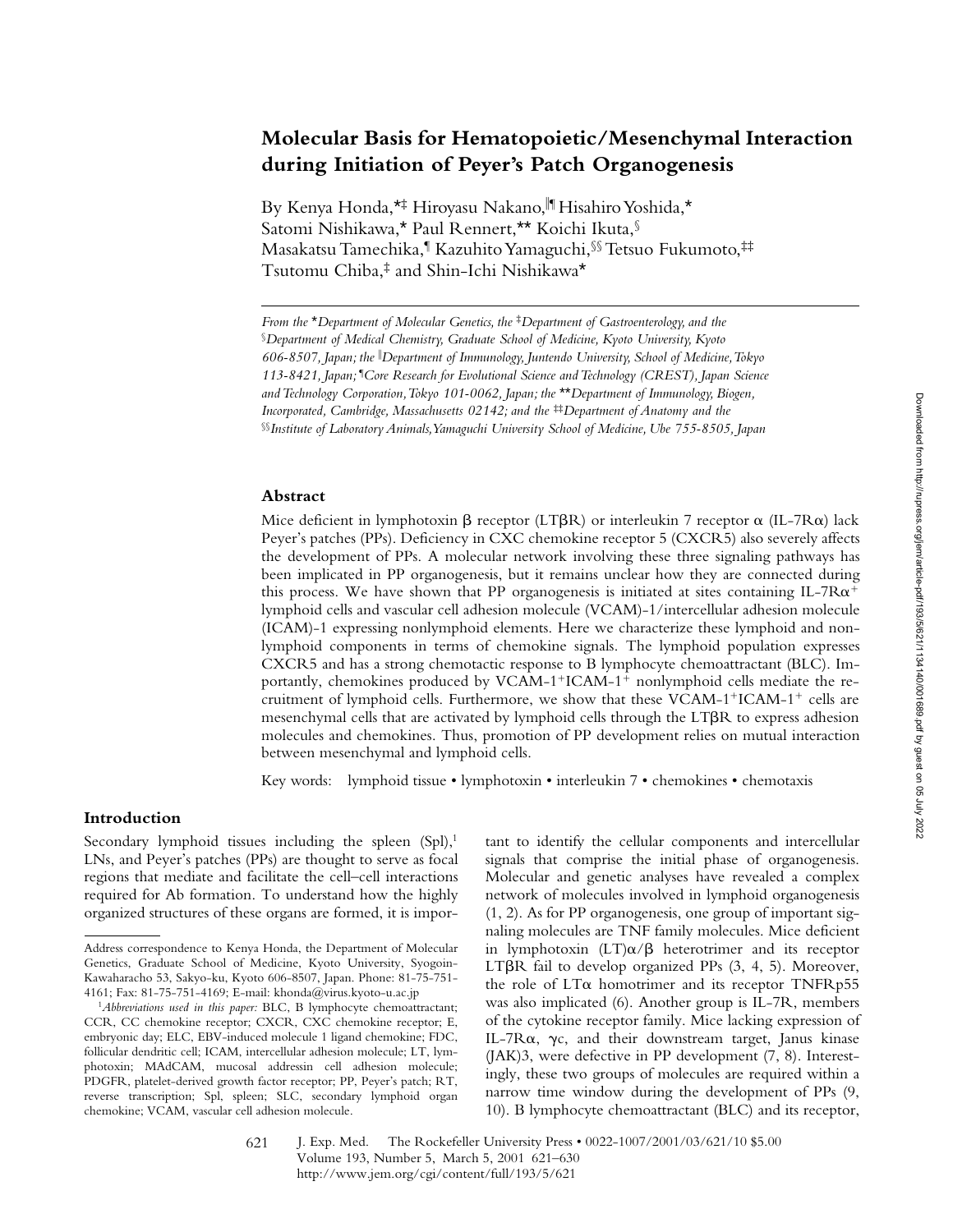# Molecular Basis for Hematopoietic/Mesenchymal Interaction during Initiation of Peyer's Patch Organogenesis

By Kenya Honda,[*‡] Hiroyasu Nakano,[‖¶] Hisahiro Yoshida,[*] Satomi Nishikawa,[*] Paul Rennert,[**] Koichi Ikuta,[§] Masakatsu Tamechika,[¶] Kazuhito Yamaguchi,[§§] Tetsuo Fukumoto,[‡‡] Tsutomu Chiba,[‡] and Shin-Ichi Nishikawa[*]

*From the [*]Department of Molecular Genetics, the [‡]Department of Gastroenterology, and the [§]Department of Medical Chemistry, Graduate School of Medicine, Kyoto University, Kyoto 606-8507, Japan; the [‖]Department of Immunology, Juntendo University, School of Medicine, Tokyo 113-8421, Japan; [¶]Core Research for Evolutional Science and Technology (CREST), Japan Science and Technology Corporation, Tokyo 101-0062, Japan; the [**]Department of Immunology, Biogen, Incorporated, Cambridge, Massachusetts 02142; and the [‡‡]Department of Anatomy and the [§§]Institute of Laboratory Animals, Yamaguchi University School of Medicine, Ube 755-8505, Japan*

## Abstract

Mice deficient in lymphotoxin β receptor (LTβR) or interleukin 7 receptor α (IL-7Rα) lack Peyer's patches (PPs). Deficiency in CXC chemokine receptor 5 (CXCR5) also severely affects the development of PPs. A molecular network involving these three signaling pathways has been implicated in PP organogenesis, but it remains unclear how they are connected during this process. We have shown that PP organogenesis is initiated at sites containing IL-7Rα$^+$ lymphoid cells and vascular cell adhesion molecule (VCAM)-1/intercellular adhesion molecule (ICAM)-1 expressing nonlymphoid elements. Here we characterize these lymphoid and nonlymphoid components in terms of chemokine signals. The lymphoid population expresses CXCR5 and has a strong chemotactic response to B lymphocyte chemoattractant (BLC). Importantly, chemokines produced by VCAM-1$^+$ICAM-1$^+$ nonlymphoid cells mediate the recruitment of lymphoid cells. Furthermore, we show that these VCAM-1$^+$ICAM-1$^+$ cells are mesenchymal cells that are activated by lymphoid cells through the LTβR to express adhesion molecules and chemokines. Thus, promotion of PP development relies on mutual interaction between mesenchymal and lymphoid cells.

Key words: lymphoid tissue • lymphotoxin • interleukin 7 • chemokines • chemotaxis

## Introduction

Secondary lymphoid tissues including the spleen (Spl),[1] LNs, and Peyer's patches (PPs) are thought to serve as focal regions that mediate and facilitate the cell–cell interactions required for Ab formation. To understand how the highly organized structures of these organs are formed, it is important to identify the cellular components and intercellular signals that comprise the initial phase of organogenesis. Molecular and genetic analyses have revealed a complex network of molecules involved in lymphoid organogenesis (1, 2). As for PP organogenesis, one group of important signaling molecules are TNF family molecules. Mice deficient in lymphotoxin (LT)α/β heterotrimer and its receptor LTβR fail to develop organized PPs (3, 4, 5). Moreover, the role of LTα homotrimer and its receptor TNFRp55 was also implicated (6). Another group is IL-7R, members of the cytokine receptor family. Mice lacking expression of IL-7Rα, γc, and their downstream target, Janus kinase (JAK)3, were defective in PP development (7, 8). Interestingly, these two groups of molecules are required within a narrow time window during the development of PPs (9, 10). B lymphocyte chemoattractant (BLC) and its receptor,

---

Address correspondence to Kenya Honda, the Department of Molecular Genetics, Graduate School of Medicine, Kyoto University, Syogoin-Kawaharacho 53, Sakyo-ku, Kyoto 606-8507, Japan. Phone: 81-75-751-4161; Fax: 81-75-751-4169; E-mail: khonda@virus.kyoto-u.ac.jp

[1]*Abbreviations used in this paper:* BLC, B lymphocyte chemoattractant; CCR, CC chemokine receptor; CXCR, CXC chemokine receptor; E, embryonic day; ELC, EBV-induced molecule 1 ligand chemokine; FDC, follicular dendritic cell; ICAM, intercellular adhesion molecule; LT, lymphotoxin; MAdCAM, mucosal addressin cell adhesion molecule; PDGFR, platelet-derived growth factor receptor; PP, Peyer's patch; RT, reverse transcription; Spl, spleen; SLC, secondary lymphoid organ chemokine; VCAM, vascular cell adhesion molecule.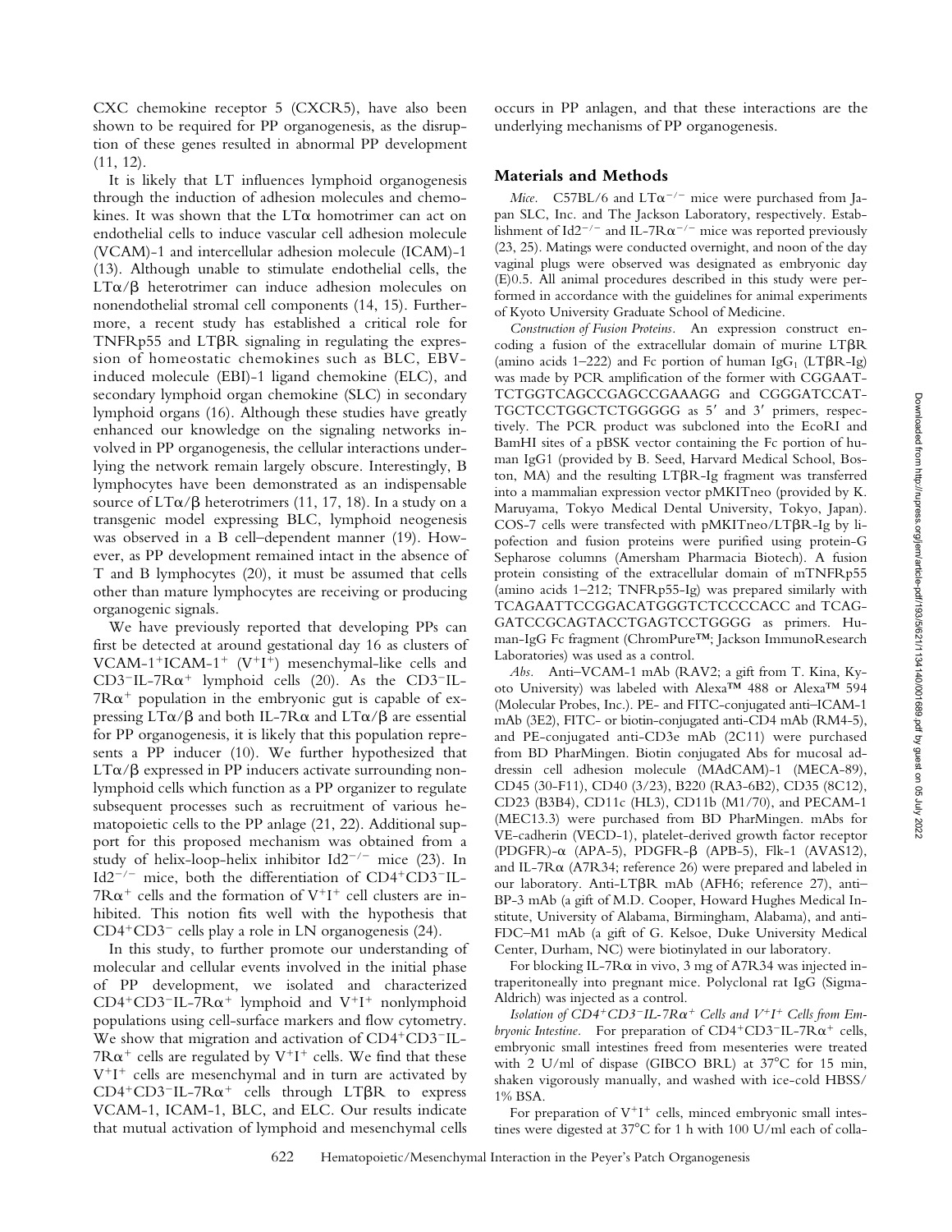CXC chemokine receptor 5 (CXCR5), have also been shown to be required for PP organogenesis, as the disruption of these genes resulted in abnormal PP development (11, 12).

It is likely that LT influences lymphoid organogenesis through the induction of adhesion molecules and chemokines. It was shown that the LTα homotrimer can act on endothelial cells to induce vascular cell adhesion molecule (VCAM)-1 and intercellular adhesion molecule (ICAM)-1 (13). Although unable to stimulate endothelial cells, the LTα/β heterotrimer can induce adhesion molecules on nonendothelial stromal cell components (14, 15). Furthermore, a recent study has established a critical role for TNFRp55 and LTβR signaling in regulating the expression of homeostatic chemokines such as BLC, EBV-induced molecule (EBI)-1 ligand chemokine (ELC), and secondary lymphoid organ chemokine (SLC) in secondary lymphoid organs (16). Although these studies have greatly enhanced our knowledge on the signaling networks involved in PP organogenesis, the cellular interactions underlying the network remain largely obscure. Interestingly, B lymphocytes have been demonstrated as an indispensable source of LTα/β heterotrimers (11, 17, 18). In a study on a transgenic model expressing BLC, lymphoid neogenesis was observed in a B cell–dependent manner (19). However, as PP development remained intact in the absence of T and B lymphocytes (20), it must be assumed that cells other than mature lymphocytes are receiving or producing organogenic signals.

We have previously reported that developing PPs can first be detected at around gestational day 16 as clusters of VCAM-1$^+$ICAM-1$^+$ (V$^+$I$^+$) mesenchymal-like cells and CD3$^-$IL-7Rα$^+$ lymphoid cells (20). As the CD3$^-$IL-7Rα$^+$ population in the embryonic gut is capable of expressing LTα/β and both IL-7Rα and LTα/β are essential for PP organogenesis, it is likely that this population represents a PP inducer (10). We further hypothesized that LTα/β expressed in PP inducers activate surrounding nonlymphoid cells which function as a PP organizer to regulate subsequent processes such as recruitment of various hematopoietic cells to the PP anlage (21, 22). Additional support for this proposed mechanism was obtained from a study of helix-loop-helix inhibitor Id2$^{-/-}$ mice (23). In Id2$^{-/-}$ mice, both the differentiation of CD4$^+$CD3$^-$IL-7Rα$^+$ cells and the formation of V$^+$I$^+$ cell clusters are inhibited. This notion fits well with the hypothesis that CD4$^+$CD3$^-$ cells play a role in LN organogenesis (24).

In this study, to further promote our understanding of molecular and cellular events involved in the initial phase of PP development, we isolated and characterized CD4$^+$CD3$^-$IL-7Rα$^+$ lymphoid and V$^+$I$^+$ nonlymphoid populations using cell-surface markers and flow cytometry. We show that migration and activation of CD4$^+$CD3$^-$IL-7Rα$^+$ cells are regulated by V$^+$I$^+$ cells. We find that these V$^+$I$^+$ cells are mesenchymal and in turn are activated by CD4$^+$CD3$^-$IL-7Rα$^+$ cells through LTβR to express VCAM-1, ICAM-1, BLC, and ELC. Our results indicate that mutual activation of lymphoid and mesenchymal cells occurs in PP anlagen, and that these interactions are the underlying mechanisms of PP organogenesis.

## Materials and Methods

*Mice.* C57BL/6 and LTα$^{-/-}$ mice were purchased from Japan SLC, Inc. and The Jackson Laboratory, respectively. Establishment of Id2$^{-/-}$ and IL-7Rα$^{-/-}$ mice was reported previously (23, 25). Matings were conducted overnight, and noon of the day vaginal plugs were observed was designated as embryonic day (E)0.5. All animal procedures described in this study were performed in accordance with the guidelines for animal experiments of Kyoto University Graduate School of Medicine.

*Construction of Fusion Proteins.* An expression construct encoding a fusion of the extracellular domain of murine LTβR (amino acids 1–222) and Fc portion of human IgG$_1$ (LTβR-Ig) was made by PCR amplification of the former with CGGAATTCTGGTCAGCCGAGCCGAAAGG and CGGGATCCATTGCTCCTGGCTCTGGGGG as 5′ and 3′ primers, respectively. The PCR product was subcloned into the EcoRI and BamHI sites of a pBSK vector containing the Fc portion of human IgG1 (provided by B. Seed, Harvard Medical School, Boston, MA) and the resulting LTβR-Ig fragment was transferred into a mammalian expression vector pMKITneo (provided by K. Maruyama, Tokyo Medical Dental University, Tokyo, Japan). COS-7 cells were transfected with pMKITneo/LTβR-Ig by lipofection and fusion proteins were purified using protein-G Sepharose columns (Amersham Pharmacia Biotech). A fusion protein consisting of the extracellular domain of mTNFRp55 (amino acids 1–212; TNFRp55-Ig) was prepared similarly with TCAGAATTCCGGACATGGGTCTCCCCACC and TCAGGATCCGCAGTACCTGAGTCCTGGGG as primers. Human-IgG Fc fragment (ChromPure™; Jackson ImmunoResearch Laboratories) was used as a control.

*Abs.* Anti–VCAM-1 mAb (RAV2; a gift from T. Kina, Kyoto University) was labeled with Alexa™ 488 or Alexa™ 594 (Molecular Probes, Inc.). PE- and FITC-conjugated anti–ICAM-1 mAb (3E2), FITC- or biotin-conjugated anti-CD4 mAb (RM4-5), and PE-conjugated anti-CD3e mAb (2C11) were purchased from BD PharMingen. Biotin conjugated Abs for mucosal addressin cell adhesion molecule (MAdCAM)-1 (MECA-89), CD45 (30-F11), CD40 (3/23), B220 (RA3-6B2), CD35 (8C12), CD23 (B3B4), CD11c (HL3), CD11b (M1/70), and PECAM-1 (MEC13.3) were purchased from BD PharMingen. mAbs for VE-cadherin (VECD-1), platelet-derived growth factor receptor (PDGFR)-α (APA-5), PDGFR-β (APB-5), Flk-1 (AVAS12), and IL-7Rα (A7R34; reference 26) were prepared and labeled in our laboratory. Anti-LTβR mAb (AFH6; reference 27), anti–BP-3 mAb (a gift of M.D. Cooper, Howard Hughes Medical Institute, University of Alabama, Birmingham, Alabama), and anti–FDC–M1 mAb (a gift of G. Kelsoe, Duke University Medical Center, Durham, NC) were biotinylated in our laboratory.

For blocking IL-7Rα in vivo, 3 mg of A7R34 was injected intraperitoneally into pregnant mice. Polyclonal rat IgG (Sigma-Aldrich) was injected as a control.

*Isolation of CD4$^+$CD3$^-$IL-7Rα$^+$ Cells and V$^+$I$^+$ Cells from Embryonic Intestine.* For preparation of CD4$^+$CD3$^-$IL-7Rα$^+$ cells, embryonic small intestines freed from mesenteries were treated with 2 U/ml of dispase (GIBCO BRL) at 37°C for 15 min, shaken vigorously manually, and washed with ice-cold HBSS/1% BSA.

For preparation of V$^+$I$^+$ cells, minced embryonic small intestines were digested at 37°C for 1 h with 100 U/ml each of colla-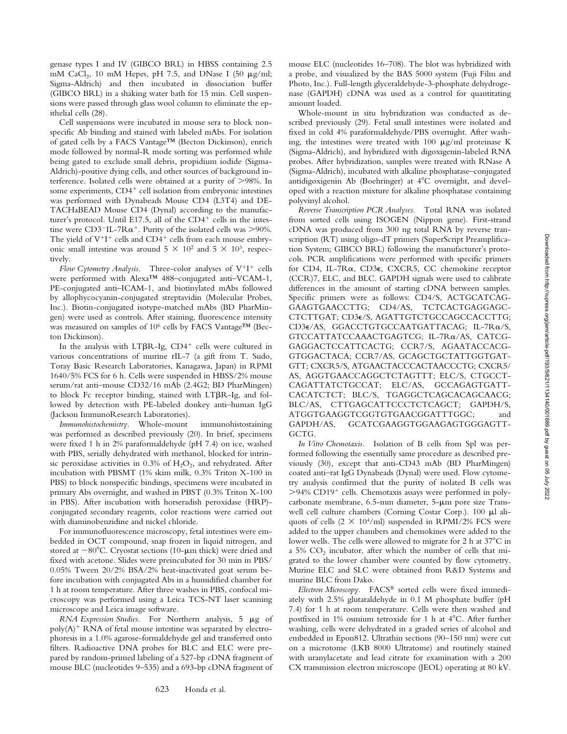genase types I and IV (GIBCO BRL) in HBSS containing 2.5 mM $CaCl_2$, 10 mM Hepes, pH 7.5, and DNase I (50 μg/ml; Sigma-Aldrich) and then incubated in dissociation buffer (GIBCO BRL) in a shaking water bath for 15 min. Cell suspensions were passed through glass wool column to eliminate the epithelial cells (28).

Cell suspensions were incubated in mouse sera to block nonspecific Ab binding and stained with labeled mAbs. For isolation of gated cells by a FACS Vantage™ (Becton Dickinson), enrich mode followed by normal-R mode sorting was performed while being gated to exclude small debris, propidium iodide (Sigma-Aldrich)-positive dying cells, and other sources of background interference. Isolated cells were obtained at a purity of >98%. In some experiments, $CD4^+$ cell isolation from embryonic intestines was performed with Dynabeads Mouse CD4 (L3T4) and DETACHaBEAD Mouse CD4 (Dynal) according to the manufacturer's protocol. Until E17.5, all of the $CD4^+$ cells in the intestine were $CD3^-$IL-7R$\alpha^+$. Purity of the isolated cells was >90%. The yield of $V^+I^+$ cells and $CD4^+$ cells from each mouse embryonic small intestine was around $5 \times 10^2$ and $5 \times 10^3$, respectively.

*Flow Cytometry Analysis.* Three-color analyses of $V^+I^+$ cells were performed with Alexa™ 488–conjugated anti–VCAM-1, PE-conjugated anti–ICAM-1, and biotinylated mAbs followed by allophycocyanin-conjugated streptavidin (Molecular Probes, Inc.). Biotin-conjugated isotype-matched mAbs (BD PharMingen) were used as controls. After staining, fluorescence intensity was measured on samples of $10^6$ cells by FACS Vantage™ (Becton Dickinson).

In the analysis with LTβR-Ig, $CD4^+$ cells were cultured in various concentrations of murine rIL-7 (a gift from T. Sudo, Toray Basic Research Laboratories, Kanagawa, Japan) in RPMI 1640/5% FCS for 6 h. Cells were suspended in HBSS/2% mouse serum/rat anti–mouse CD32/16 mAb (2.4G2; BD PharMingen) to block Fc receptor binding, stained with LTβR-Ig, and followed by detection with PE-labeled donkey anti–human IgG (Jackson ImmunoResearch Laboratories).

*Immunohistochemistry.* Whole-mount immunohistostaining was performed as described previously (20). In brief, specimens were fixed 1 h in 2% paraformaldehyde (pH 7.4) on ice, washed with PBS, serially dehydrated with methanol, blocked for intrinsic peroxidase activities in 0.3% of $H_2O_2$, and rehydrated. After incubation with PBSMT (1% skim milk, 0.3% Triton X-100 in PBS) to block nonspecific bindings, specimens were incubated in primary Abs overnight, and washed in PBST (0.3% Triton X-100 in PBS). After incubation with horseradish peroxidase (HRP)-conjugated secondary reagents, color reactions were carried out with diaminobenzidine and nickel chloride.

For immunofluorescence microscopy, fetal intestines were embedded in OCT compound, snap frozen in liquid nitrogen, and stored at −80°C. Cryostat sections (10-μm thick) were dried and fixed with acetone. Slides were preincubated for 30 min in PBS/0.05% Tween 20/2% BSA/2% heat-inactivated goat serum before incubation with conjugated Abs in a humidified chamber for 1 h at room temperature. After three washes in PBS, confocal microscopy was performed using a Leica TCS-NT laser scanning microscope and Leica image software.

*RNA Expression Studies.* For Northern analysis, 5 μg of poly(A)$^+$ RNA of fetal mouse intestine was separated by electrophoresis in a 1.0% agarose-formaldehyde gel and transferred onto filters. Radioactive DNA probes for BLC and ELC were prepared by random-primed labeling of a 527-bp cDNA fragment of mouse BLC (nucleotides 9–535) and a 693-bp cDNA fragment of mouse ELC (nucleotides 16–708). The blot was hybridized with a probe, and visualized by the BAS 5000 system (Fuji Film and Photo, Inc.). Full-length glyceraldehyde-3-phosphate dehydrogenase (GAPDH) cDNA was used as a control for quantitating amount loaded.

Whole-mount in situ hybridization was conducted as described previously (29). Fetal small intestines were isolated and fixed in cold 4% paraformaldehyde/PBS overnight. After washing, the intestines were treated with 100 μg/ml proteinase K (Sigma-Aldrich), and hybridized with digoxigenin-labeled RNA probes. After hybridization, samples were treated with RNase A (Sigma-Aldrich), incubated with alkaline phosphatase–conjugated antidigoxigenin Ab (Boehringer) at 4°C overnight, and developed with a reaction mixture for alkaline phosphatase containing polyvinyl alcohol.

*Reverse Transcription PCR Analyses.* Total RNA was isolated from sorted cells using ISOGEN (Nippon gene). First-strand cDNA was produced from 300 ng total RNA by reverse transcription (RT) using oligo-dT primers (SuperScript Preamplification System; GIBCO BRL) following the manufacturer's protocols. PCR amplifications were performed with specific primers for CD4, IL-7Rα, CD3ε, CXCR5, CC chemokine receptor (CCR)7, ELC, and BLC. GAPDH signals were used to calibrate differences in the amount of starting cDNA between samples. Specific primers were as follows: CD4/S, ACTGCATCAGGAAGTGAACCTTG; CD4/AS, TCTCACTGAGGAGCCTCTTGAT; CD3ε/S, AGATTGTCTGCCAGCCACCTTG; CD3ε/AS, GGACCTGTGCCAATGATTACAG; IL-7Rα/S, GTCCATTATCCAAACTGAGTCG; IL-7Rα/AS, CATCGGAGGACTCCATTCACTG; CCR7/S, AGAATACCACGGTGGACTACA; CCR7/AS, GCAGCTGCTATTGGTGATGTT; CXCR5/S, ATGAACTACCCACTAACCCTG; CXCR5/AS, AGGTGAACCAGGCTCTAGTTT; ELC/S, CTGCCTCAGATTATCTGCCAT; ELC/AS, GCCAGAGTGATTCACATCTCT; BLC/S, TGAGGCTCAGCACAGCAACG; BLC/AS, CTTGAGCATTCCCTCTCAGCT; GAPDH/S, ATGGTGAAGGTCGGTGTGAACGGATTTGGC; and GAPDH/AS, GCATCGAAGGTGGAAGAGTGGGAGTTGCTG.

*In Vitro Chemotaxis.* Isolation of B cells from Spl was performed following the essentially same procedure as described previously (30), except that anti-CD43 mAb (BD PharMingen) coated anti–rat IgG Dynabeads (Dynal) were used. Flow cytometry analysis confirmed that the purity of isolated B cells was >94% $CD19^+$ cells. Chemotaxis assays were performed in polycarbonate membrane, 6.5-mm diameter, 5-μm pore size Transwell cell culture chambers (Corning Costar Corp.). 100 μl aliquots of cells ($2 \times 10^4$/ml) suspended in RPMI/2% FCS were added to the upper chambers and chemokines were added to the lower wells. The cells were allowed to migrate for 2 h at 37°C in a 5% $CO_2$ incubator, after which the number of cells that migrated to the lower chamber were counted by flow cytometry. Murine ELC and SLC were obtained from R&D Systems and murine BLC from Dako.

*Electron Microscopy.* FACS® sorted cells were fixed immediately with 2.5% glutaraldehyde in 0.1 M phosphate buffer (pH 7.4) for 1 h at room temperature. Cells were then washed and postfixed in 1% osmium tetroxide for 1 h at 4°C. After further washing, cells were dehydrated in a graded series of alcohol and embedded in Epon812. Ultrathin sections (90–150 nm) were cut on a microtome (LKB 8000 Ultratome) and routinely stained with uranylacetate and lead citrate for examination with a 200 CX transmission electron microscope (JEOL) operating at 80 kV.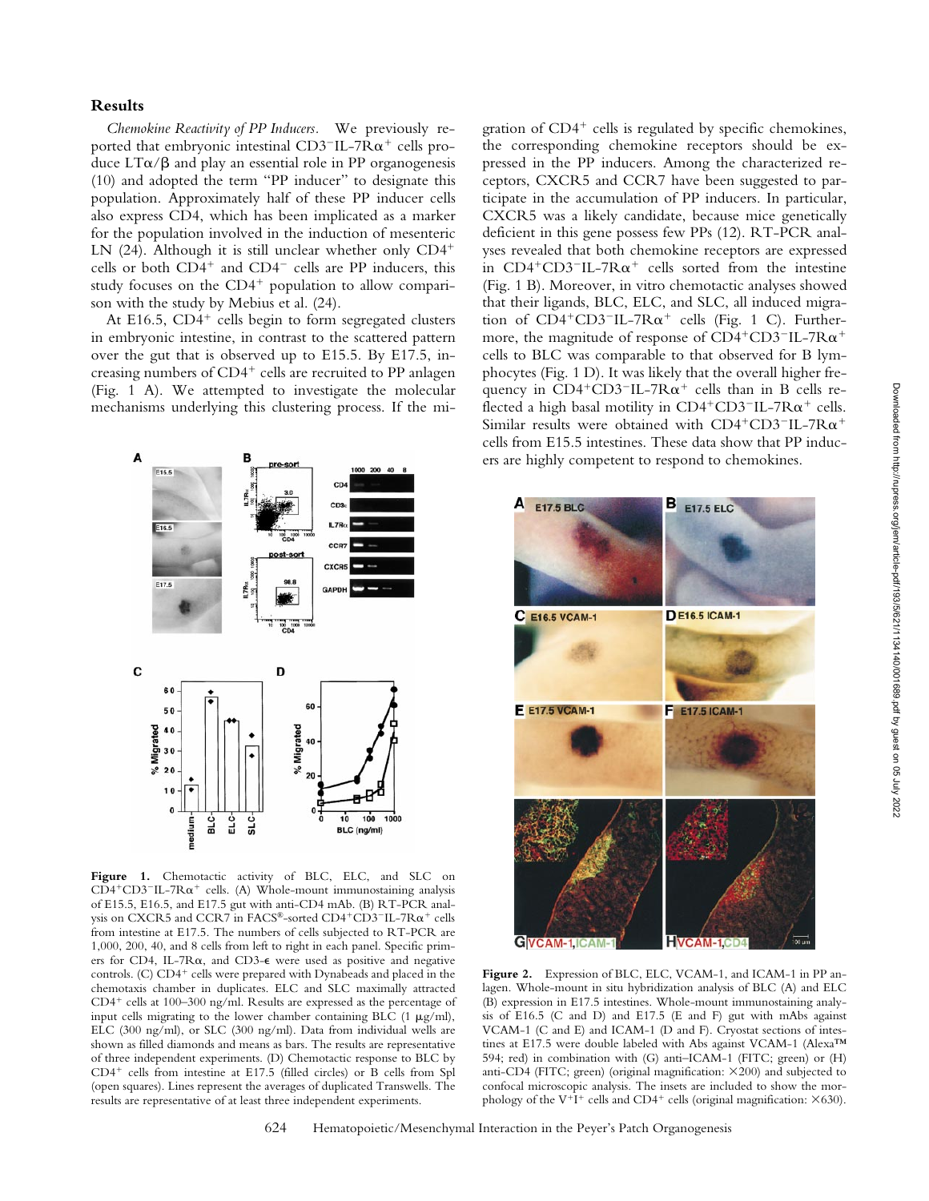## Results

*Chemokine Reactivity of PP Inducers.* We previously reported that embryonic intestinal CD3$^-$IL-7R$\alpha^+$ cells produce LT$\alpha/\beta$ and play an essential role in PP organogenesis (10) and adopted the term "PP inducer" to designate this population. Approximately half of these PP inducer cells also express CD4, which has been implicated as a marker for the population involved in the induction of mesenteric LN (24). Although it is still unclear whether only CD4$^+$ cells or both CD4$^+$ and CD4$^-$ cells are PP inducers, this study focuses on the CD4$^+$ population to allow comparison with the study by Mebius et al. (24).

At E16.5, CD4$^+$ cells begin to form segregated clusters in embryonic intestine, in contrast to the scattered pattern over the gut that is observed up to E15.5. By E17.5, increasing numbers of CD4$^+$ cells are recruited to PP anlagen (Fig. 1 A). We attempted to investigate the molecular mechanisms underlying this clustering process. If the migration of CD4$^+$ cells is regulated by specific chemokines, the corresponding chemokine receptors should be expressed in the PP inducers. Among the characterized receptors, CXCR5 and CCR7 have been suggested to participate in the accumulation of PP inducers. In particular, CXCR5 was a likely candidate, because mice genetically deficient in this gene possess few PPs (12). RT-PCR analyses revealed that both chemokine receptors are expressed in CD4$^+$CD3$^-$IL-7R$\alpha^+$ cells sorted from the intestine (Fig. 1 B). Moreover, in vitro chemotactic analyses showed that their ligands, BLC, ELC, and SLC, all induced migration of CD4$^+$CD3$^-$IL-7R$\alpha^+$ cells (Fig. 1 C). Furthermore, the magnitude of response of CD4$^+$CD3$^-$IL-7R$\alpha^+$ cells to BLC was comparable to that observed for B lymphocytes (Fig. 1 D). It was likely that the overall higher frequency in CD4$^+$CD3$^-$IL-7R$\alpha^+$ cells than in B cells reflected a high basal motility in CD4$^+$CD3$^-$IL-7R$\alpha^+$ cells. Similar results were obtained with CD4$^+$CD3$^-$IL-7R$\alpha^+$ cells from E15.5 intestines. These data show that PP inducers are highly competent to respond to chemokines.

**Figure 1.** Chemotactic activity of BLC, ELC, and SLC on CD4$^+$CD3$^-$IL-7R$\alpha^+$ cells. (A) Whole-mount immunostaining analysis of E15.5, E16.5, and E17.5 gut with anti-CD4 mAb. (B) RT-PCR analysis on CXCR5 and CCR7 in FACS®-sorted CD4$^+$CD3$^-$IL-7R$\alpha^+$ cells from intestine at E17.5. The numbers of cells subjected to RT-PCR are 1,000, 200, 40, and 8 cells from left to right in each panel. Specific primers for CD4, IL-7R$\alpha$, and CD3-$\epsilon$ were used as positive and negative controls. (C) CD4$^+$ cells were prepared with Dynabeads and placed in the chemotaxis chamber in duplicates. ELC and SLC maximally attracted CD4$^+$ cells at 100–300 ng/ml. Results are expressed as the percentage of input cells migrating to the lower chamber containing BLC (1 μg/ml), ELC (300 ng/ml), or SLC (300 ng/ml). Data from individual wells are shown as filled diamonds and means as bars. The results are representative of three independent experiments. (D) Chemotactic response to BLC by CD4$^+$ cells from intestine at E17.5 (filled circles) or B cells from Spl (open squares). Lines represent the averages of duplicated Transwells. The results are representative of at least three independent experiments.

**Figure 2.** Expression of BLC, ELC, VCAM-1, and ICAM-1 in PP anlagen. Whole-mount in situ hybridization analysis of BLC (A) and ELC (B) expression in E17.5 intestines. Whole-mount immunostaining analysis of E16.5 (C and D) and E17.5 (E and F) gut with mAbs against VCAM-1 (C and E) and ICAM-1 (D and F). Cryostat sections of intestines at E17.5 were double labeled with Abs against VCAM-1 (Alexa™ 594; red) in combination with (G) anti–ICAM-1 (FITC; green) or (H) anti-CD4 (FITC; green) (original magnification: ×200) and subjected to confocal microscopic analysis. The insets are included to show the morphology of the V$^+$I$^+$ cells and CD4$^+$ cells (original magnification: ×630).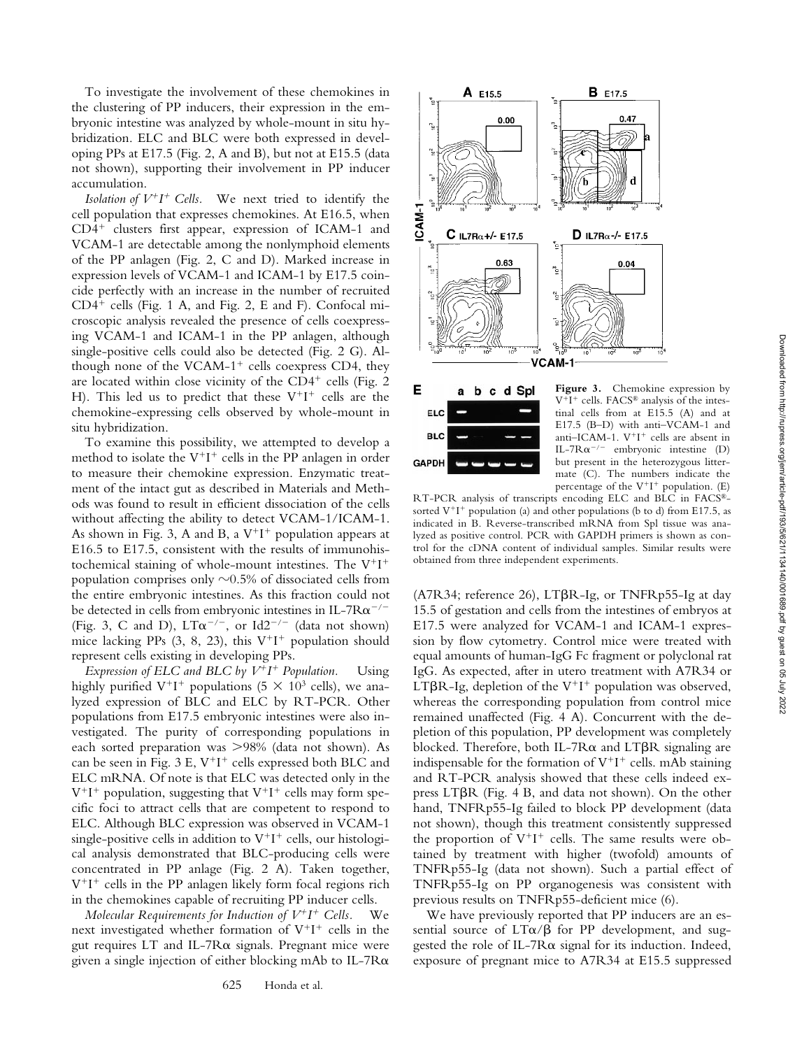To investigate the involvement of these chemokines in the clustering of PP inducers, their expression in the embryonic intestine was analyzed by whole-mount in situ hybridization. ELC and BLC were both expressed in developing PPs at E17.5 (Fig. 2, A and B), but not at E15.5 (data not shown), supporting their involvement in PP inducer accumulation.

*Isolation of $V^+I^+$ Cells.* We next tried to identify the cell population that expresses chemokines. At E16.5, when $CD4^+$ clusters first appear, expression of ICAM-1 and VCAM-1 are detectable among the nonlymphoid elements of the PP anlagen (Fig. 2, C and D). Marked increase in expression levels of VCAM-1 and ICAM-1 by E17.5 coincide perfectly with an increase in the number of recruited $CD4^+$ cells (Fig. 1 A, and Fig. 2, E and F). Confocal microscopic analysis revealed the presence of cells coexpressing VCAM-1 and ICAM-1 in the PP anlagen, although single-positive cells could also be detected (Fig. 2 G). Although none of the VCAM-$1^+$ cells coexpress CD4, they are located within close vicinity of the $CD4^+$ cells (Fig. 2 H). This led us to predict that these $V^+I^+$ cells are the chemokine-expressing cells observed by whole-mount in situ hybridization.

To examine this possibility, we attempted to develop a method to isolate the $V^+I^+$ cells in the PP anlagen in order to measure their chemokine expression. Enzymatic treatment of the intact gut as described in Materials and Methods was found to result in efficient dissociation of the cells without affecting the ability to detect VCAM-1/ICAM-1. As shown in Fig. 3, A and B, a $V^+I^+$ population appears at E16.5 to E17.5, consistent with the results of immunohistochemical staining of whole-mount intestines. The $V^+I^+$ population comprises only ~0.5% of dissociated cells from the entire embryonic intestines. As this fraction could not be detected in cells from embryonic intestines in IL-$7R\alpha^{-/-}$ (Fig. 3, C and D), $LT\alpha^{-/-}$, or $Id2^{-/-}$ (data not shown) mice lacking PPs (3, 8, 23), this $V^+I^+$ population should represent cells existing in developing PPs.

*Expression of ELC and BLC by $V^+I^+$ Population.* Using highly purified $V^+I^+$ populations ($5 \times 10^3$ cells), we analyzed expression of BLC and ELC by RT-PCR. Other populations from E17.5 embryonic intestines were also investigated. The purity of corresponding populations in each sorted preparation was >98% (data not shown). As can be seen in Fig. 3 E, $V^+I^+$ cells expressed both BLC and ELC mRNA. Of note is that ELC was detected only in the $V^+I^+$ population, suggesting that $V^+I^+$ cells may form specific foci to attract cells that are competent to respond to ELC. Although BLC expression was observed in VCAM-1 single-positive cells in addition to $V^+I^+$ cells, our histological analysis demonstrated that BLC-producing cells were concentrated in PP anlage (Fig. 2 A). Taken together, $V^+I^+$ cells in the PP anlagen likely form focal regions rich in the chemokines capable of recruiting PP inducer cells.

*Molecular Requirements for Induction of $V^+I^+$ Cells.* We next investigated whether formation of $V^+I^+$ cells in the gut requires LT and IL-7Rα signals. Pregnant mice were given a single injection of either blocking mAb to IL-7Rα (A7R34; reference 26), LTβR-Ig, or TNFRp55-Ig at day 15.5 of gestation and cells from the intestines of embryos at E17.5 were analyzed for VCAM-1 and ICAM-1 expression by flow cytometry. Control mice were treated with equal amounts of human-IgG Fc fragment or polyclonal rat IgG. As expected, after in utero treatment with A7R34 or LTβR-Ig, depletion of the $V^+I^+$ population was observed, whereas the corresponding population from control mice remained unaffected (Fig. 4 A). Concurrent with the depletion of this population, PP development was completely blocked. Therefore, both IL-7Rα and LTβR signaling are indispensable for the formation of $V^+I^+$ cells. mAb staining and RT-PCR analysis showed that these cells indeed express LTβR (Fig. 4 B, and data not shown). On the other hand, TNFRp55-Ig failed to block PP development (data not shown), though this treatment consistently suppressed the proportion of $V^+I^+$ cells. The same results were obtained by treatment with higher (twofold) amounts of TNFRp55-Ig (data not shown). Such a partial effect of TNFRp55-Ig on PP organogenesis was consistent with previous results on TNFRp55-deficient mice (6).

**Figure 3.** Chemokine expression by $V^+I^+$ cells. FACS® analysis of the intestinal cells from at E15.5 (A) and at E17.5 (B–D) with anti–VCAM-1 and anti–ICAM-1. $V^+I^+$ cells are absent in IL-$7R\alpha^{-/-}$ embryonic intestine (D) but present in the heterozygous littermate (C). The numbers indicate the percentage of the $V^+I^+$ population. (E) RT-PCR analysis of transcripts encoding ELC and BLC in FACS®-sorted $V^+I^+$ population (a) and other populations (b to d) from E17.5, as indicated in B. Reverse-transcribed mRNA from Spl tissue was analyzed as positive control. PCR with GAPDH primers is shown as control for the cDNA content of individual samples. Similar results were obtained from three independent experiments.

We have previously reported that PP inducers are an essential source of LTα/β for PP development, and suggested the role of IL-7Rα signal for its induction. Indeed, exposure of pregnant mice to A7R34 at E15.5 suppressed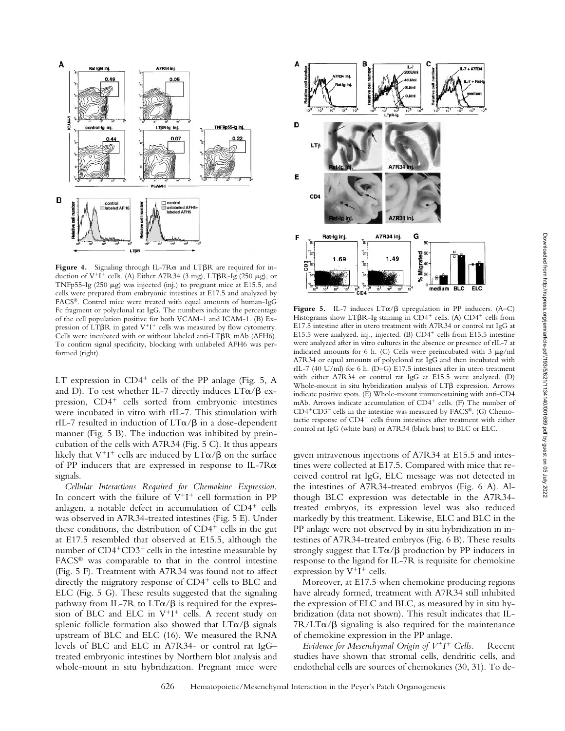**Figure 4.** Signaling through IL-7Rα and LTβR are required for induction of $V^+I^+$ cells. (A) Either A7R34 (3 mg), LTβR-Ig (250 μg), or TNFp55-Ig (250 μg) was injected (inj.) to pregnant mice at E15.5, and cells were prepared from embryonic intestines at E17.5 and analyzed by FACS®. Control mice were treated with equal amounts of human-IgG Fc fragment or polyclonal rat IgG. The numbers indicate the percentage of the cell population positive for both VCAM-1 and ICAM-1. (B) Expression of LTβR in gated $V^+I^+$ cells was measured by flow cytometry. Cells were incubated with or without labeled anti-LTβR mAb (AFH6). To confirm signal specificity, blocking with unlabeled AFH6 was performed (right).

**Figure 5.** IL-7 induces LTα/β upregulation in PP inducers. (A–C) Histograms show LTβR-Ig staining in $CD4^+$ cells. (A) $CD4^+$ cells from E17.5 intestine after in utero treatment with A7R34 or control rat IgG at E15.5 were analyzed. inj., injected. (B) $CD4^+$ cells from E15.5 intestine were analyzed after in vitro cultures in the absence or presence of rIL-7 at indicated amounts for 6 h. (C) Cells were preincubated with 3 μg/ml A7R34 or equal amounts of polyclonal rat IgG and then incubated with rIL-7 (40 U/ml) for 6 h. (D–G) E17.5 intestines after in utero treatment with either A7R34 or control rat IgG at E15.5 were analyzed. (D) Whole-mount in situ hybridization analysis of LTβ expression. Arrows indicate positive spots. (E) Whole-mount immunostaining with anti-CD4 mAb. Arrows indicate accumulation of $CD4^+$ cells. (F) The number of $CD4^+CD3^-$ cells in the intestine was measured by FACS®. (G) Chemotactic response of $CD4^+$ cells from intestines after treatment with either control rat IgG (white bars) or A7R34 (black bars) to BLC or ELC.

LT expression in $CD4^+$ cells of the PP anlage (Fig. 5, A and D). To test whether IL-7 directly induces LTα/β expression, $CD4^+$ cells sorted from embryonic intestines were incubated in vitro with rIL-7. This stimulation with rIL-7 resulted in induction of LTα/β in a dose-dependent manner (Fig. 5 B). The induction was inhibited by preincubation of the cells with A7R34 (Fig. 5 C). It thus appears likely that $V^+I^+$ cells are induced by LTα/β on the surface of PP inducers that are expressed in response to IL-7Rα signals.

*Cellular Interactions Required for Chemokine Expression.* In concert with the failure of $V^+I^+$ cell formation in PP anlagen, a notable defect in accumulation of $CD4^+$ cells was observed in A7R34-treated intestines (Fig. 5 E). Under these conditions, the distribution of $CD4^+$ cells in the gut at E17.5 resembled that observed at E15.5, although the number of $CD4^+CD3^-$ cells in the intestine measurable by FACS® was comparable to that in the control intestine (Fig. 5 F). Treatment with A7R34 was found not to affect directly the migratory response of $CD4^+$ cells to BLC and ELC (Fig. 5 G). These results suggested that the signaling pathway from IL-7R to LTα/β is required for the expression of BLC and ELC in $V^+I^+$ cells. A recent study on splenic follicle formation also showed that LTα/β signals upstream of BLC and ELC (16). We measured the RNA levels of BLC and ELC in A7R34- or control rat IgG–treated embryonic intestines by Northern blot analysis and whole-mount in situ hybridization. Pregnant mice were given intravenous injections of A7R34 at E15.5 and intestines were collected at E17.5. Compared with mice that received control rat IgG, ELC message was not detected in the intestines of A7R34-treated embryos (Fig. 6 A). Although BLC expression was detectable in the A7R34-treated embryos, its expression level was also reduced markedly by this treatment. Likewise, ELC and BLC in the PP anlage were not observed by in situ hybridization in intestines of A7R34-treated embryos (Fig. 6 B). These results strongly suggest that LTα/β production by PP inducers in response to the ligand for IL-7R is requisite for chemokine expression by $V^+I^+$ cells.

Moreover, at E17.5 when chemokine producing regions have already formed, treatment with A7R34 still inhibited the expression of ELC and BLC, as measured by in situ hybridization (data not shown). This result indicates that IL-7R/LTα/β signaling is also required for the maintenance of chemokine expression in the PP anlage.

*Evidence for Mesenchymal Origin of $V^+I^+$ Cells.* Recent studies have shown that stromal cells, dendritic cells, and endothelial cells are sources of chemokines (30, 31). To de-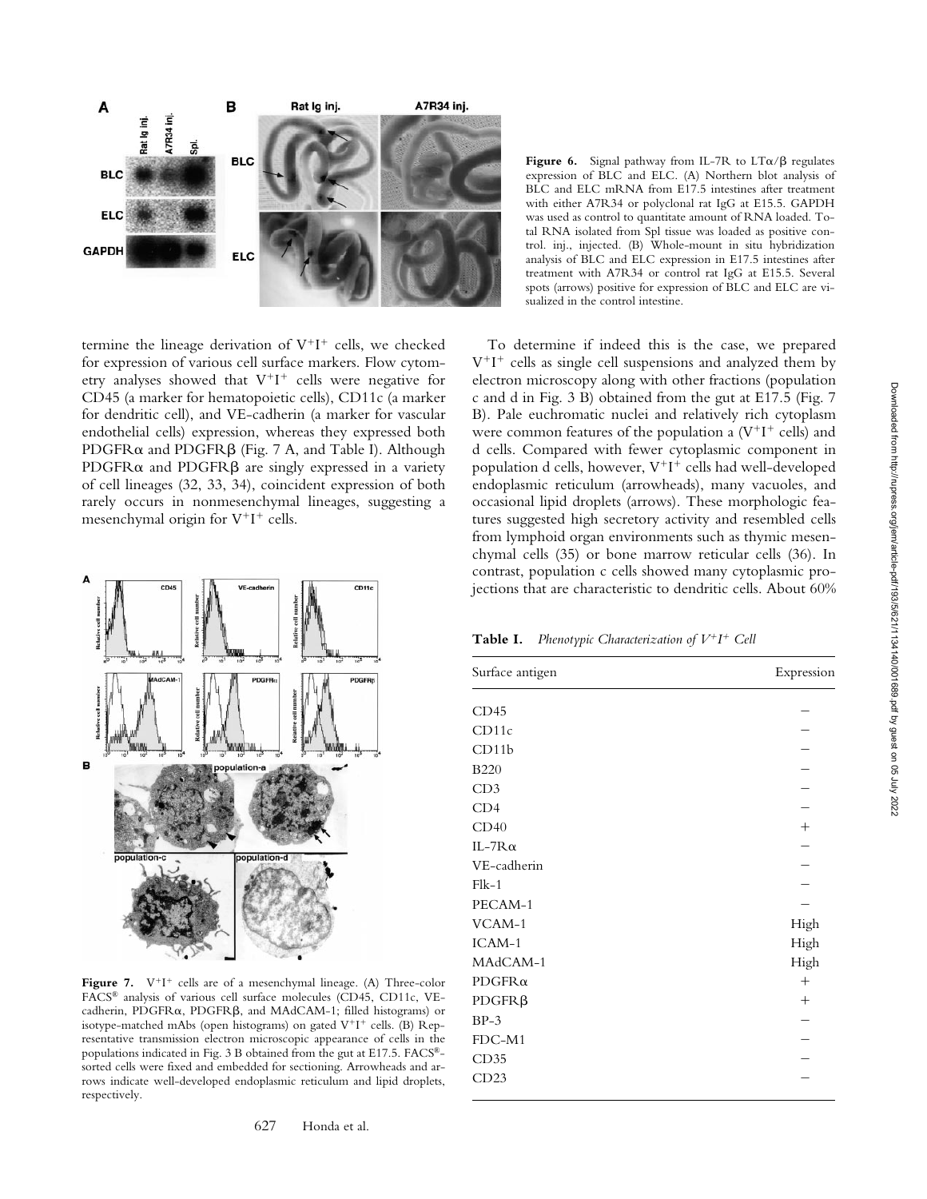**Figure 6.** Signal pathway from IL-7R to LTα/β regulates expression of BLC and ELC. (A) Northern blot analysis of BLC and ELC mRNA from E17.5 intestines after treatment with either A7R34 or polyclonal rat IgG at E15.5. GAPDH was used as control to quantitate amount of RNA loaded. Total RNA isolated from Spl tissue was loaded as positive control. inj., injected. (B) Whole-mount in situ hybridization analysis of BLC and ELC expression in E17.5 intestines after treatment with A7R34 or control rat IgG at E15.5. Several spots (arrows) positive for expression of BLC and ELC are visualized in the control intestine.

termine the lineage derivation of $V^+I^+$ cells, we checked for expression of various cell surface markers. Flow cytometry analyses showed that $V^+I^+$ cells were negative for CD45 (a marker for hematopoietic cells), CD11c (a marker for dendritic cell), and VE-cadherin (a marker for vascular endothelial cells) expression, whereas they expressed both PDGFRα and PDGFRβ (Fig. 7 A, and Table I). Although PDGFRα and PDGFRβ are singly expressed in a variety of cell lineages (32, 33, 34), coincident expression of both rarely occurs in nonmesenchymal lineages, suggesting a mesenchymal origin for $V^+I^+$ cells.

**Figure 7.** $V^+I^+$ cells are of a mesenchymal lineage. (A) Three-color FACS® analysis of various cell surface molecules (CD45, CD11c, VE-cadherin, PDGFRα, PDGFRβ, and MAdCAM-1; filled histograms) or isotype-matched mAbs (open histograms) on gated $V^+I^+$ cells. (B) Representative transmission electron microscopic appearance of cells in the populations indicated in Fig. 3 B obtained from the gut at E17.5. FACS®-sorted cells were fixed and embedded for sectioning. Arrowheads and arrows indicate well-developed endoplasmic reticulum and lipid droplets, respectively.

To determine if indeed this is the case, we prepared $V^+I^+$ cells as single cell suspensions and analyzed them by electron microscopy along with other fractions (population c and d in Fig. 3 B) obtained from the gut at E17.5 (Fig. 7 B). Pale euchromatic nuclei and relatively rich cytoplasm were common features of the population a ($V^+I^+$ cells) and d cells. Compared with fewer cytoplasmic component in population d cells, however, $V^+I^+$ cells had well-developed endoplasmic reticulum (arrowheads), many vacuoles, and occasional lipid droplets (arrows). These morphologic features suggested high secretory activity and resembled cells from lymphoid organ environments such as thymic mesenchymal cells (35) or bone marrow reticular cells (36). In contrast, population c cells showed many cytoplasmic projections that are characteristic to dendritic cells. About 60%

**Table I.** *Phenotypic Characterization of $V^+I^+$ Cell*

| Surface antigen | Expression |
|---|---|
| CD45 | − |
| CD11c | − |
| CD11b | − |
| B220 | − |
| CD3 | − |
| CD4 | − |
| CD40 | + |
| IL-7Rα | − |
| VE-cadherin | − |
| Flk-1 | − |
| PECAM-1 | − |
| VCAM-1 | High |
| ICAM-1 | High |
| MAdCAM-1 | High |
| PDGFRα | + |
| PDGFRβ | + |
| BP-3 | − |
| FDC-M1 | − |
| CD35 | − |
| CD23 | − |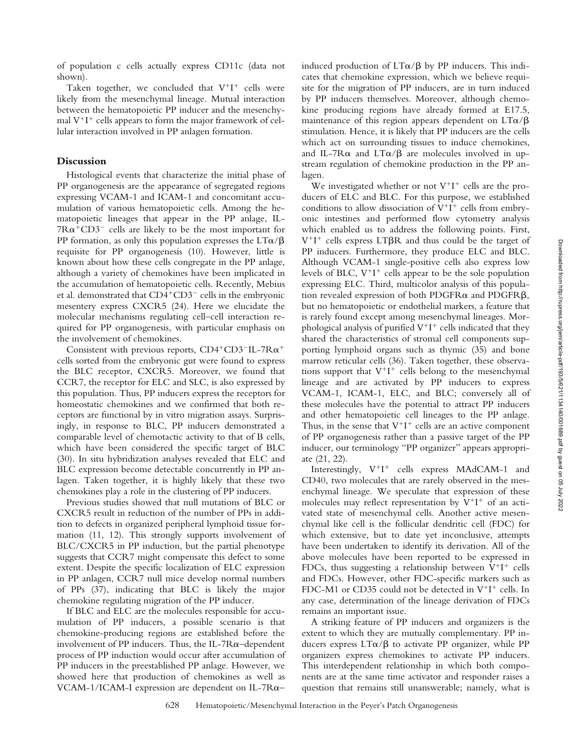of population c cells actually express CD11c (data not shown).

Taken together, we concluded that $V^+I^+$ cells were likely from the mesenchymal lineage. Mutual interaction between the hematopoietic PP inducer and the mesenchymal $V^+I^+$ cells appears to form the major framework of cellular interaction involved in PP anlagen formation.

## Discussion

Histological events that characterize the initial phase of PP organogenesis are the appearance of segregated regions expressing VCAM-1 and ICAM-1 and concomitant accumulation of various hematopoietic cells. Among the hematopoietic lineages that appear in the PP anlage, IL-$7R\alpha^+CD3^-$ cells are likely to be the most important for PP formation, as only this population expresses the $LT\alpha/\beta$ requisite for PP organogenesis (10). However, little is known about how these cells congregate in the PP anlage, although a variety of chemokines have been implicated in the accumulation of hematopoietic cells. Recently, Mebius et al. demonstrated that $CD4^+CD3^-$ cells in the embryonic mesentery express CXCR5 (24). Here we elucidate the molecular mechanisms regulating cell–cell interaction required for PP organogenesis, with particular emphasis on the involvement of chemokines.

Consistent with previous reports, $CD4^+CD3^-IL\text{-}7R\alpha^+$ cells sorted from the embryonic gut were found to express the BLC receptor, CXCR5. Moreover, we found that CCR7, the receptor for ELC and SLC, is also expressed by this population. Thus, PP inducers express the receptors for homeostatic chemokines and we confirmed that both receptors are functional by in vitro migration assays. Surprisingly, in response to BLC, PP inducers demonstrated a comparable level of chemotactic activity to that of B cells, which have been considered the specific target of BLC (30). In situ hybridization analyses revealed that ELC and BLC expression become detectable concurrently in PP anlagen. Taken together, it is highly likely that these two chemokines play a role in the clustering of PP inducers.

Previous studies showed that null mutations of BLC or CXCR5 result in reduction of the number of PPs in addition to defects in organized peripheral lymphoid tissue formation (11, 12). This strongly supports involvement of BLC/CXCR5 in PP induction, but the partial phenotype suggests that CCR7 might compensate this defect to some extent. Despite the specific localization of ELC expression in PP anlagen, CCR7 null mice develop normal numbers of PPs (37), indicating that BLC is likely the major chemokine regulating migration of the PP inducer.

If BLC and ELC are the molecules responsible for accumulation of PP inducers, a possible scenario is that chemokine-producing regions are established before the involvement of PP inducers. Thus, the IL-7Rα–dependent process of PP induction would occur after accumulation of PP inducers in the preestablished PP anlage. However, we showed here that production of chemokines as well as VCAM-1/ICAM-I expression are dependent on IL-7Rα–induced production of $LT\alpha/\beta$ by PP inducers. This indicates that chemokine expression, which we believe requisite for the migration of PP inducers, are in turn induced by PP inducers themselves. Moreover, although chemokine producing regions have already formed at E17.5, maintenance of this region appears dependent on $LT\alpha/\beta$ stimulation. Hence, it is likely that PP inducers are the cells which act on surrounding tissues to induce chemokines, and IL-7Rα and $LT\alpha/\beta$ are molecules involved in upstream regulation of chemokine production in the PP anlagen.

We investigated whether or not $V^+I^+$ cells are the producers of ELC and BLC. For this purpose, we established conditions to allow dissociation of $V^+I^+$ cells from embryonic intestines and performed flow cytometry analysis which enabled us to address the following points. First, $V^+I^+$ cells express LTβR and thus could be the target of PP inducers. Furthermore, they produce ELC and BLC. Although VCAM-1 single-positive cells also express low levels of BLC, $V^+I^+$ cells appear to be the sole population expressing ELC. Third, multicolor analysis of this population revealed expression of both PDGFRα and PDGFRβ, but no hematopoietic or endothelial markers, a feature that is rarely found except among mesenchymal lineages. Morphological analysis of purified $V^+I^+$ cells indicated that they shared the characteristics of stromal cell components supporting lymphoid organs such as thymic (35) and bone marrow reticular cells (36). Taken together, these observations support that $V^+I^+$ cells belong to the mesenchymal lineage and are activated by PP inducers to express VCAM-1, ICAM-1, ELC, and BLC; conversely all of these molecules have the potential to attract PP inducers and other hematopoietic cell lineages to the PP anlage. Thus, in the sense that $V^+I^+$ cells are an active component of PP organogenesis rather than a passive target of the PP inducer, our terminology "PP organizer" appears appropriate (21, 22).

Interestingly, $V^+I^+$ cells express MAdCAM-1 and CD40, two molecules that are rarely observed in the mesenchymal lineage. We speculate that expression of these molecules may reflect representation by $V^+I^+$ of an activated state of mesenchymal cells. Another active mesenchymal like cell is the follicular dendritic cell (FDC) for which extensive, but to date yet inconclusive, attempts have been undertaken to identify its derivation. All of the above molecules have been reported to be expressed in FDCs, thus suggesting a relationship between $V^+I^+$ cells and FDCs. However, other FDC-specific markers such as FDC-M1 or CD35 could not be detected in $V^+I^+$ cells. In any case, determination of the lineage derivation of FDCs remains an important issue.

A striking feature of PP inducers and organizers is the extent to which they are mutually complementary. PP inducers express $LT\alpha/\beta$ to activate PP organizer, while PP organizers express chemokines to activate PP inducers. This interdependent relationship in which both components are at the same time activator and responder raises a question that remains still unanswerable; namely, what is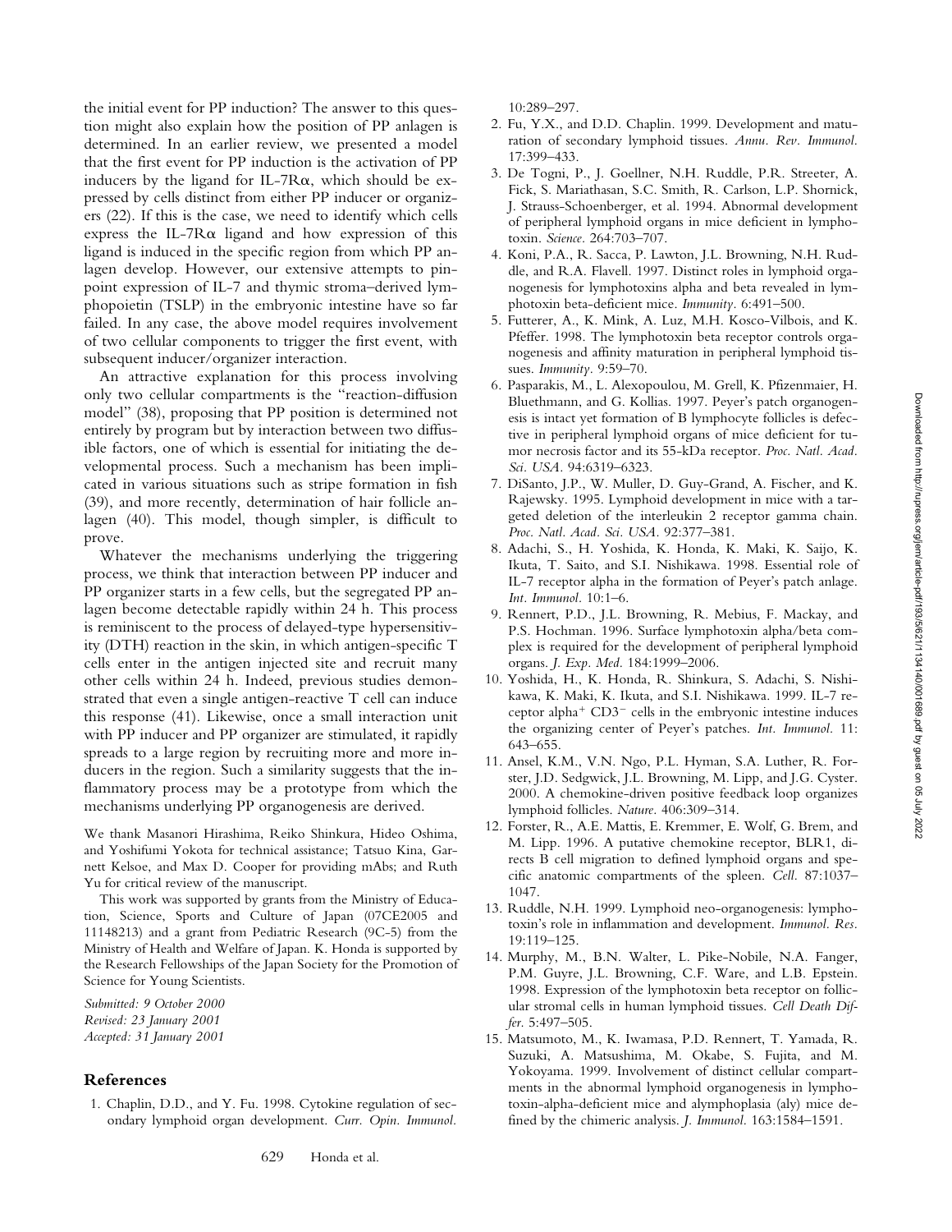the initial event for PP induction? The answer to this question might also explain how the position of PP anlagen is determined. In an earlier review, we presented a model that the first event for PP induction is the activation of PP inducers by the ligand for IL-7Rα, which should be expressed by cells distinct from either PP inducer or organizers (22). If this is the case, we need to identify which cells express the IL-7Rα ligand and how expression of this ligand is induced in the specific region from which PP anlagen develop. However, our extensive attempts to pinpoint expression of IL-7 and thymic stroma–derived lymphopoietin (TSLP) in the embryonic intestine have so far failed. In any case, the above model requires involvement of two cellular components to trigger the first event, with subsequent inducer/organizer interaction.

An attractive explanation for this process involving only two cellular compartments is the "reaction-diffusion model" (38), proposing that PP position is determined not entirely by program but by interaction between two diffusible factors, one of which is essential for initiating the developmental process. Such a mechanism has been implicated in various situations such as stripe formation in fish (39), and more recently, determination of hair follicle anlagen (40). This model, though simpler, is difficult to prove.

Whatever the mechanisms underlying the triggering process, we think that interaction between PP inducer and PP organizer starts in a few cells, but the segregated PP anlagen become detectable rapidly within 24 h. This process is reminiscent to the process of delayed-type hypersensitivity (DTH) reaction in the skin, in which antigen-specific T cells enter in the antigen injected site and recruit many other cells within 24 h. Indeed, previous studies demonstrated that even a single antigen-reactive T cell can induce this response (41). Likewise, once a small interaction unit with PP inducer and PP organizer are stimulated, it rapidly spreads to a large region by recruiting more and more inducers in the region. Such a similarity suggests that the inflammatory process may be a prototype from which the mechanisms underlying PP organogenesis are derived.

We thank Masanori Hirashima, Reiko Shinkura, Hideo Oshima, and Yoshifumi Yokota for technical assistance; Tatsuo Kina, Garnett Kelsoe, and Max D. Cooper for providing mAbs; and Ruth Yu for critical review of the manuscript.

This work was supported by grants from the Ministry of Education, Science, Sports and Culture of Japan (07CE2005 and 11148213) and a grant from Pediatric Research (9C-5) from the Ministry of Health and Welfare of Japan. K. Honda is supported by the Research Fellowships of the Japan Society for the Promotion of Science for Young Scientists.

*Submitted: 9 October 2000*
*Revised: 23 January 2001*
*Accepted: 31 January 2001*

## References

1. Chaplin, D.D., and Y. Fu. 1998. Cytokine regulation of secondary lymphoid organ development. *Curr. Opin. Immunol.* 10:289–297.
2. Fu, Y.X., and D.D. Chaplin. 1999. Development and maturation of secondary lymphoid tissues. *Annu. Rev. Immunol.* 17:399–433.
3. De Togni, P., J. Goellner, N.H. Ruddle, P.R. Streeter, A. Fick, S. Mariathasan, S.C. Smith, R. Carlson, L.P. Shornick, J. Strauss-Schoenberger, et al. 1994. Abnormal development of peripheral lymphoid organs in mice deficient in lymphotoxin. *Science.* 264:703–707.
4. Koni, P.A., R. Sacca, P. Lawton, J.L. Browning, N.H. Ruddle, and R.A. Flavell. 1997. Distinct roles in lymphoid organogenesis for lymphotoxins alpha and beta revealed in lymphotoxin beta-deficient mice. *Immunity.* 6:491–500.
5. Futterer, A., K. Mink, A. Luz, M.H. Kosco-Vilbois, and K. Pfeffer. 1998. The lymphotoxin beta receptor controls organogenesis and affinity maturation in peripheral lymphoid tissues. *Immunity.* 9:59–70.
6. Pasparakis, M., L. Alexopoulou, M. Grell, K. Pfizenmaier, H. Bluethmann, and G. Kollias. 1997. Peyer's patch organogenesis is intact yet formation of B lymphocyte follicles is defective in peripheral lymphoid organs of mice deficient for tumor necrosis factor and its 55-kDa receptor. *Proc. Natl. Acad. Sci. USA.* 94:6319–6323.
7. DiSanto, J.P., W. Muller, D. Guy-Grand, A. Fischer, and K. Rajewsky. 1995. Lymphoid development in mice with a targeted deletion of the interleukin 2 receptor gamma chain. *Proc. Natl. Acad. Sci. USA.* 92:377–381.
8. Adachi, S., H. Yoshida, K. Honda, K. Maki, K. Saijo, K. Ikuta, T. Saito, and S.I. Nishikawa. 1998. Essential role of IL-7 receptor alpha in the formation of Peyer's patch anlage. *Int. Immunol.* 10:1–6.
9. Rennert, P.D., J.L. Browning, R. Mebius, F. Mackay, and P.S. Hochman. 1996. Surface lymphotoxin alpha/beta complex is required for the development of peripheral lymphoid organs. *J. Exp. Med.* 184:1999–2006.
10. Yoshida, H., K. Honda, R. Shinkura, S. Adachi, S. Nishikawa, K. Maki, K. Ikuta, and S.I. Nishikawa. 1999. IL-7 receptor alpha$^{+}$ CD3$^{-}$ cells in the embryonic intestine induces the organizing center of Peyer's patches. *Int. Immunol.* 11: 643–655.
11. Ansel, K.M., V.N. Ngo, P.L. Hyman, S.A. Luther, R. Forster, J.D. Sedgwick, J.L. Browning, M. Lipp, and J.G. Cyster. 2000. A chemokine-driven positive feedback loop organizes lymphoid follicles. *Nature.* 406:309–314.
12. Forster, R., A.E. Mattis, E. Kremmer, E. Wolf, G. Brem, and M. Lipp. 1996. A putative chemokine receptor, BLR1, directs B cell migration to defined lymphoid organs and specific anatomic compartments of the spleen. *Cell.* 87:1037–1047.
13. Ruddle, N.H. 1999. Lymphoid neo-organogenesis: lymphotoxin's role in inflammation and development. *Immunol. Res.* 19:119–125.
14. Murphy, M., B.N. Walter, L. Pike-Nobile, N.A. Fanger, P.M. Guyre, J.L. Browning, C.F. Ware, and L.B. Epstein. 1998. Expression of the lymphotoxin beta receptor on follicular stromal cells in human lymphoid tissues. *Cell Death Differ.* 5:497–505.
15. Matsumoto, M., K. Iwamasa, P.D. Rennert, T. Yamada, R. Suzuki, A. Matsushima, M. Okabe, S. Fujita, and M. Yokoyama. 1999. Involvement of distinct cellular compartments in the abnormal lymphoid organogenesis in lymphotoxin-alpha-deficient mice and alymphoplasia (aly) mice defined by the chimeric analysis. *J. Immunol.* 163:1584–1591.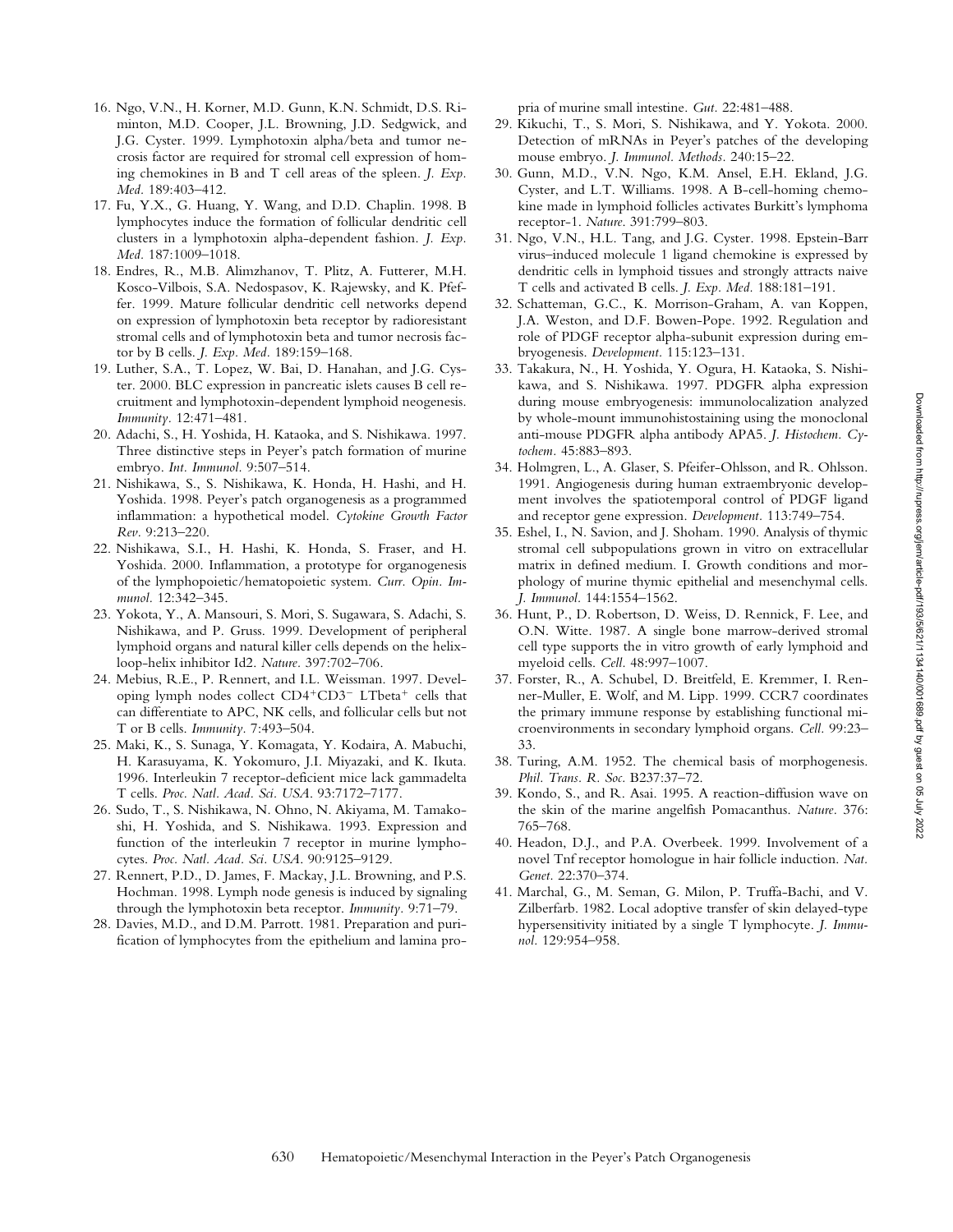16. Ngo, V.N., H. Korner, M.D. Gunn, K.N. Schmidt, D.S. Riminton, M.D. Cooper, J.L. Browning, J.D. Sedgwick, and J.G. Cyster. 1999. Lymphotoxin alpha/beta and tumor necrosis factor are required for stromal cell expression of homing chemokines in B and T cell areas of the spleen. *J. Exp. Med.* 189:403–412.
17. Fu, Y.X., G. Huang, Y. Wang, and D.D. Chaplin. 1998. B lymphocytes induce the formation of follicular dendritic cell clusters in a lymphotoxin alpha-dependent fashion. *J. Exp. Med.* 187:1009–1018.
18. Endres, R., M.B. Alimzhanov, T. Plitz, A. Futterer, M.H. Kosco-Vilbois, S.A. Nedospasov, K. Rajewsky, and K. Pfeffer. 1999. Mature follicular dendritic cell networks depend on expression of lymphotoxin beta receptor by radioresistant stromal cells and of lymphotoxin beta and tumor necrosis factor by B cells. *J. Exp. Med.* 189:159–168.
19. Luther, S.A., T. Lopez, W. Bai, D. Hanahan, and J.G. Cyster. 2000. BLC expression in pancreatic islets causes B cell recruitment and lymphotoxin-dependent lymphoid neogenesis. *Immunity.* 12:471–481.
20. Adachi, S., H. Yoshida, H. Kataoka, and S. Nishikawa. 1997. Three distinctive steps in Peyer's patch formation of murine embryo. *Int. Immunol.* 9:507–514.
21. Nishikawa, S., S. Nishikawa, K. Honda, H. Hashi, and H. Yoshida. 1998. Peyer's patch organogenesis as a programmed inflammation: a hypothetical model. *Cytokine Growth Factor Rev.* 9:213–220.
22. Nishikawa, S.I., H. Hashi, K. Honda, S. Fraser, and H. Yoshida. 2000. Inflammation, a prototype for organogenesis of the lymphopoietic/hematopoietic system. *Curr. Opin. Immunol.* 12:342–345.
23. Yokota, Y., A. Mansouri, S. Mori, S. Sugawara, S. Adachi, S. Nishikawa, and P. Gruss. 1999. Development of peripheral lymphoid organs and natural killer cells depends on the helix-loop-helix inhibitor Id2. *Nature.* 397:702–706.
24. Mebius, R.E., P. Rennert, and I.L. Weissman. 1997. Developing lymph nodes collect CD4$^{+}$CD3$^{-}$ LTbeta$^{+}$ cells that can differentiate to APC, NK cells, and follicular cells but not T or B cells. *Immunity.* 7:493–504.
25. Maki, K., S. Sunaga, Y. Komagata, Y. Kodaira, A. Mabuchi, H. Karasuyama, K. Yokomuro, J.I. Miyazaki, and K. Ikuta. 1996. Interleukin 7 receptor-deficient mice lack gammadelta T cells. *Proc. Natl. Acad. Sci. USA.* 93:7172–7177.
26. Sudo, T., S. Nishikawa, N. Ohno, N. Akiyama, M. Tamakoshi, H. Yoshida, and S. Nishikawa. 1993. Expression and function of the interleukin 7 receptor in murine lymphocytes. *Proc. Natl. Acad. Sci. USA.* 90:9125–9129.
27. Rennert, P.D., D. James, F. Mackay, J.L. Browning, and P.S. Hochman. 1998. Lymph node genesis is induced by signaling through the lymphotoxin beta receptor. *Immunity.* 9:71–79.
28. Davies, M.D., and D.M. Parrott. 1981. Preparation and purification of lymphocytes from the epithelium and lamina propria of murine small intestine. *Gut.* 22:481–488.
29. Kikuchi, T., S. Mori, S. Nishikawa, and Y. Yokota. 2000. Detection of mRNAs in Peyer's patches of the developing mouse embryo. *J. Immunol. Methods.* 240:15–22.
30. Gunn, M.D., V.N. Ngo, K.M. Ansel, E.H. Ekland, J.G. Cyster, and L.T. Williams. 1998. A B-cell-homing chemokine made in lymphoid follicles activates Burkitt's lymphoma receptor-1. *Nature.* 391:799–803.
31. Ngo, V.N., H.L. Tang, and J.G. Cyster. 1998. Epstein-Barr virus–induced molecule 1 ligand chemokine is expressed by dendritic cells in lymphoid tissues and strongly attracts naive T cells and activated B cells. *J. Exp. Med.* 188:181–191.
32. Schatteman, G.C., K. Morrison-Graham, A. van Koppen, J.A. Weston, and D.F. Bowen-Pope. 1992. Regulation and role of PDGF receptor alpha-subunit expression during embryogenesis. *Development.* 115:123–131.
33. Takakura, N., H. Yoshida, Y. Ogura, H. Kataoka, S. Nishikawa, and S. Nishikawa. 1997. PDGFR alpha expression during mouse embryogenesis: immunolocalization analyzed by whole-mount immunohistostaining using the monoclonal anti-mouse PDGFR alpha antibody APA5. *J. Histochem. Cytochem.* 45:883–893.
34. Holmgren, L., A. Glaser, S. Pfeifer-Ohlsson, and R. Ohlsson. 1991. Angiogenesis during human extraembryonic development involves the spatiotemporal control of PDGF ligand and receptor gene expression. *Development.* 113:749–754.
35. Eshel, I., N. Savion, and J. Shoham. 1990. Analysis of thymic stromal cell subpopulations grown in vitro on extracellular matrix in defined medium. I. Growth conditions and morphology of murine thymic epithelial and mesenchymal cells. *J. Immunol.* 144:1554–1562.
36. Hunt, P., D. Robertson, D. Weiss, D. Rennick, F. Lee, and O.N. Witte. 1987. A single bone marrow-derived stromal cell type supports the in vitro growth of early lymphoid and myeloid cells. *Cell.* 48:997–1007.
37. Forster, R., A. Schubel, D. Breitfeld, E. Kremmer, I. Renner-Muller, E. Wolf, and M. Lipp. 1999. CCR7 coordinates the primary immune response by establishing functional microenvironments in secondary lymphoid organs. *Cell.* 99:23–33.
38. Turing, A.M. 1952. The chemical basis of morphogenesis. *Phil. Trans. R. Soc.* B237:37–72.
39. Kondo, S., and R. Asai. 1995. A reaction-diffusion wave on the skin of the marine angelfish Pomacanthus. *Nature.* 376:765–768.
40. Headon, D.J., and P.A. Overbeek. 1999. Involvement of a novel Tnf receptor homologue in hair follicle induction. *Nat. Genet.* 22:370–374.
41. Marchal, G., M. Seman, G. Milon, P. Truffa-Bachi, and V. Zilberfarb. 1982. Local adoptive transfer of skin delayed-type hypersensitivity initiated by a single T lymphocyte. *J. Immunol.* 129:954–958.